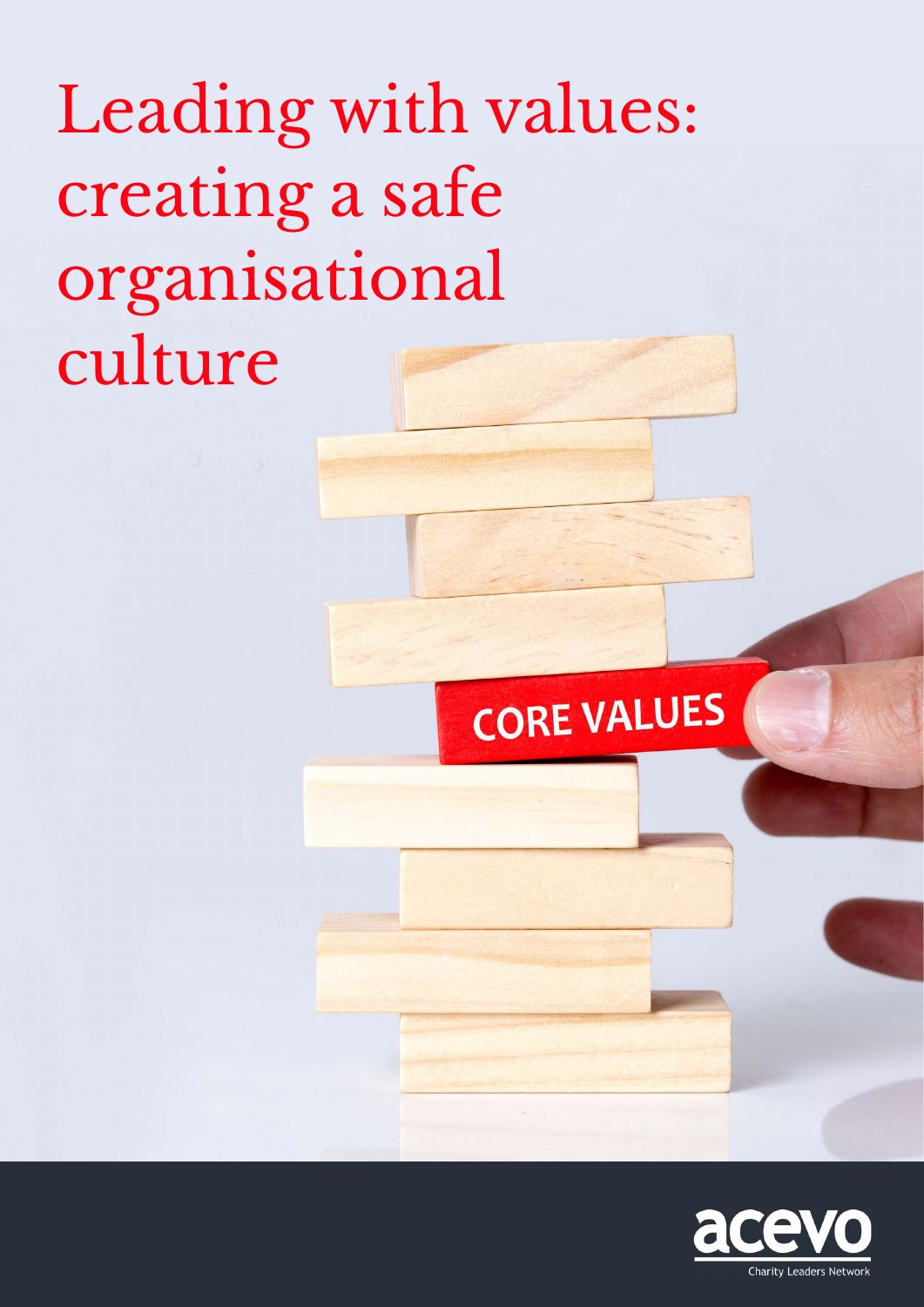# Leading with values: creating a safe organisational culture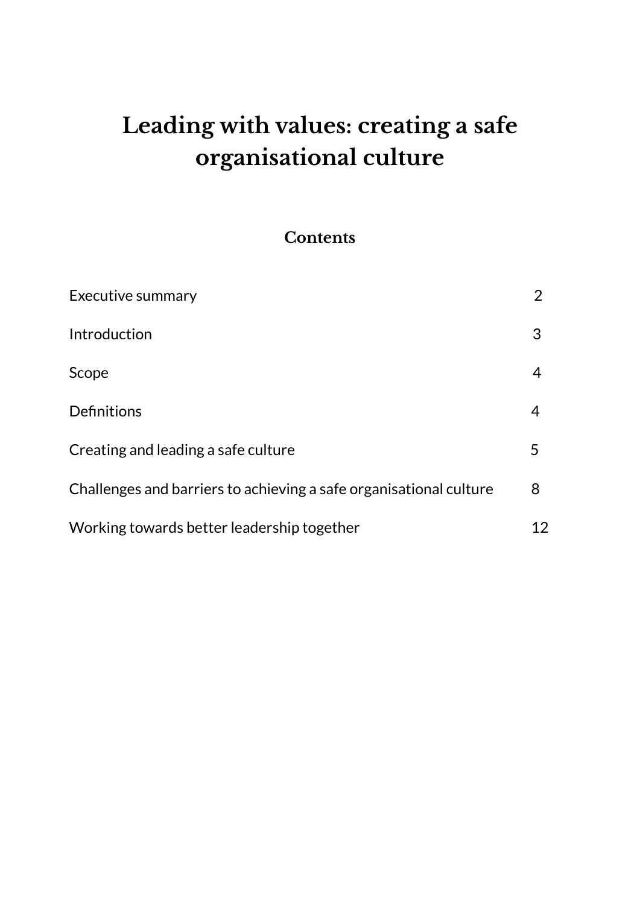# Leading with values: creating a safe organisational culture

## Contents

| | |
|---|---|
| Executive summary | 2 |
| Introduction | 3 |
| Scope | 4 |
| Definitions | 4 |
| Creating and leading a safe culture | 5 |
| Challenges and barriers to achieving a safe organisational culture | 8 |
| Working towards better leadership together | 12 |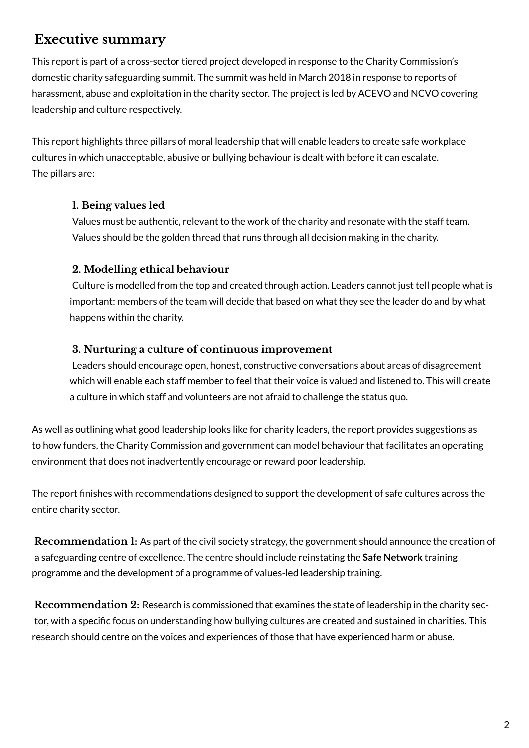## Executive summary

This report is part of a cross-sector tiered project developed in response to the Charity Commission's domestic charity safeguarding summit. The summit was held in March 2018 in response to reports of harassment, abuse and exploitation in the charity sector. The project is led by ACEVO and NCVO covering leadership and culture respectively.

This report highlights three pillars of moral leadership that will enable leaders to create safe workplace cultures in which unacceptable, abusive or bullying behaviour is dealt with before it can escalate. The pillars are:

**1. Being values led**

Values must be authentic, relevant to the work of the charity and resonate with the staff team. Values should be the golden thread that runs through all decision making in the charity.

**2. Modelling ethical behaviour**

Culture is modelled from the top and created through action. Leaders cannot just tell people what is important: members of the team will decide that based on what they see the leader do and by what happens within the charity.

**3. Nurturing a culture of continuous improvement**

Leaders should encourage open, honest, constructive conversations about areas of disagreement which will enable each staff member to feel that their voice is valued and listened to. This will create a culture in which staff and volunteers are not afraid to challenge the status quo.

As well as outlining what good leadership looks like for charity leaders, the report provides suggestions as to how funders, the Charity Commission and government can model behaviour that facilitates an operating environment that does not inadvertently encourage or reward poor leadership.

The report finishes with recommendations designed to support the development of safe cultures across the entire charity sector.

**Recommendation 1:** As part of the civil society strategy, the government should announce the creation of a safeguarding centre of excellence. The centre should include reinstating the **Safe Network** training programme and the development of a programme of values-led leadership training.

**Recommendation 2:** Research is commissioned that examines the state of leadership in the charity sector, with a specific focus on understanding how bullying cultures are created and sustained in charities. This research should centre on the voices and experiences of those that have experienced harm or abuse.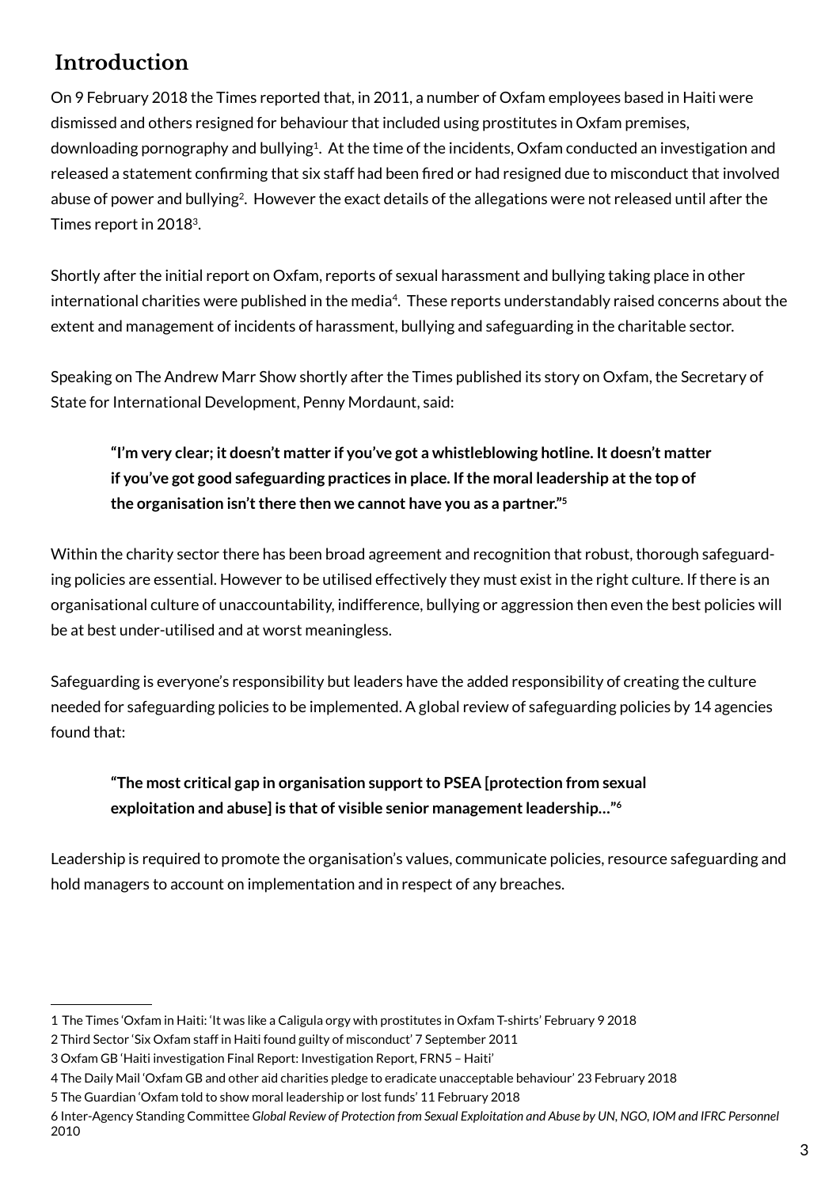## Introduction

On 9 February 2018 the Times reported that, in 2011, a number of Oxfam employees based in Haiti were dismissed and others resigned for behaviour that included using prostitutes in Oxfam premises, downloading pornography and bullying[1]. At the time of the incidents, Oxfam conducted an investigation and released a statement confirming that six staff had been fired or had resigned due to misconduct that involved abuse of power and bullying[2]. However the exact details of the allegations were not released until after the Times report in 2018[3].

Shortly after the initial report on Oxfam, reports of sexual harassment and bullying taking place in other international charities were published in the media[4]. These reports understandably raised concerns about the extent and management of incidents of harassment, bullying and safeguarding in the charitable sector.

Speaking on The Andrew Marr Show shortly after the Times published its story on Oxfam, the Secretary of State for International Development, Penny Mordaunt, said:

> **"I'm very clear; it doesn't matter if you've got a whistleblowing hotline. It doesn't matter if you've got good safeguarding practices in place. If the moral leadership at the top of the organisation isn't there then we cannot have you as a partner."[5]**

Within the charity sector there has been broad agreement and recognition that robust, thorough safeguarding policies are essential. However to be utilised effectively they must exist in the right culture. If there is an organisational culture of unaccountability, indifference, bullying or aggression then even the best policies will be at best under-utilised and at worst meaningless.

Safeguarding is everyone's responsibility but leaders have the added responsibility of creating the culture needed for safeguarding policies to be implemented. A global review of safeguarding policies by 14 agencies found that:

> **"The most critical gap in organisation support to PSEA [protection from sexual exploitation and abuse] is that of visible senior management leadership…"[6]**

Leadership is required to promote the organisation's values, communicate policies, resource safeguarding and hold managers to account on implementation and in respect of any breaches.

---

1 The Times 'Oxfam in Haiti: 'It was like a Caligula orgy with prostitutes in Oxfam T-shirts' February 9 2018

2 Third Sector 'Six Oxfam staff in Haiti found guilty of misconduct' 7 September 2011

3 Oxfam GB 'Haiti investigation Final Report: Investigation Report, FRN5 – Haiti'

4 The Daily Mail 'Oxfam GB and other aid charities pledge to eradicate unacceptable behaviour' 23 February 2018

5 The Guardian 'Oxfam told to show moral leadership or lost funds' 11 February 2018

6 Inter-Agency Standing Committee *Global Review of Protection from Sexual Exploitation and Abuse by UN, NGO, IOM and IFRC Personnel* 2010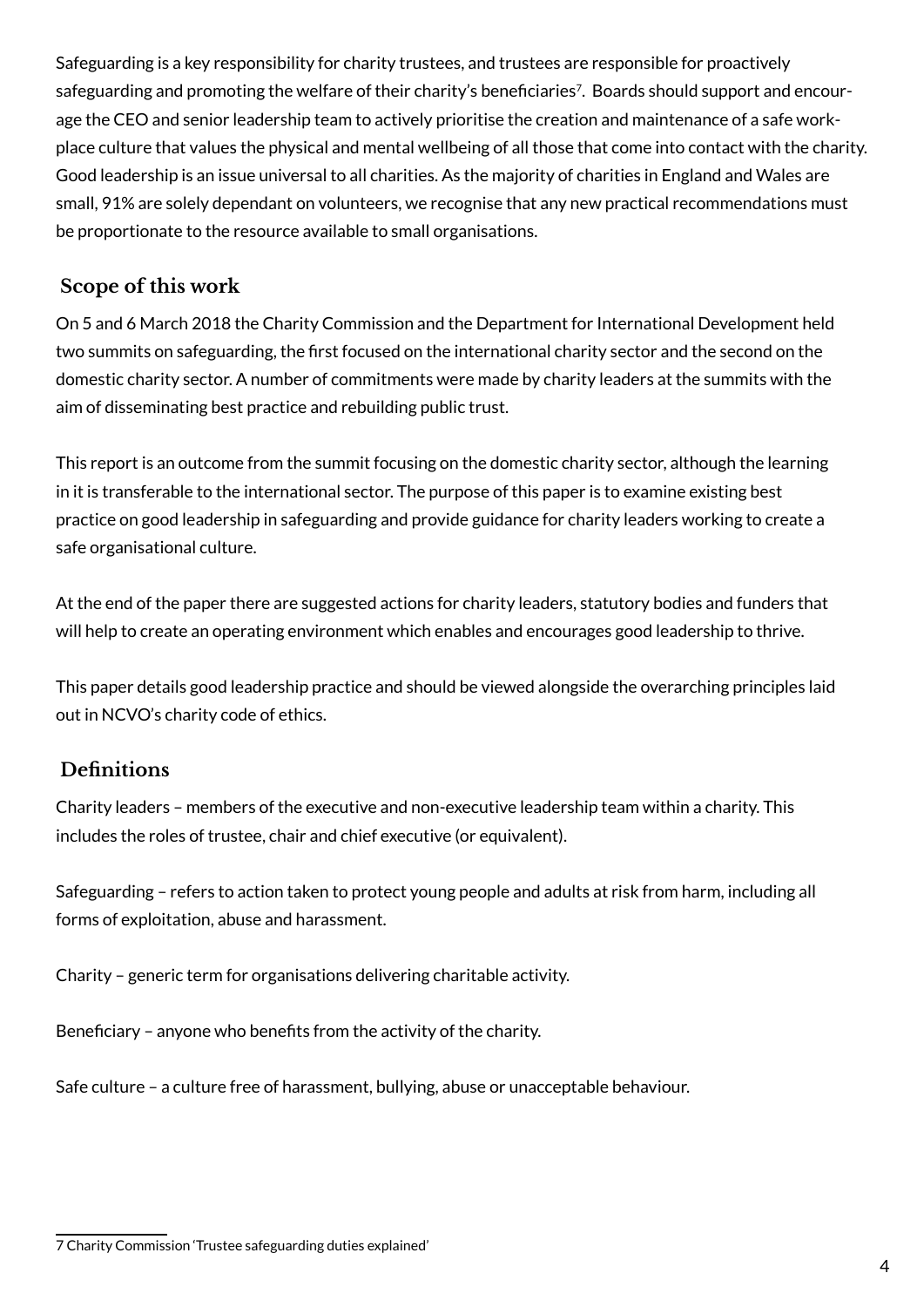Safeguarding is a key responsibility for charity trustees, and trustees are responsible for proactively safeguarding and promoting the welfare of their charity's beneficiaries[7]. Boards should support and encourage the CEO and senior leadership team to actively prioritise the creation and maintenance of a safe workplace culture that values the physical and mental wellbeing of all those that come into contact with the charity. Good leadership is an issue universal to all charities. As the majority of charities in England and Wales are small, 91% are solely dependant on volunteers, we recognise that any new practical recommendations must be proportionate to the resource available to small organisations.

## Scope of this work

On 5 and 6 March 2018 the Charity Commission and the Department for International Development held two summits on safeguarding, the first focused on the international charity sector and the second on the domestic charity sector. A number of commitments were made by charity leaders at the summits with the aim of disseminating best practice and rebuilding public trust.

This report is an outcome from the summit focusing on the domestic charity sector, although the learning in it is transferable to the international sector. The purpose of this paper is to examine existing best practice on good leadership in safeguarding and provide guidance for charity leaders working to create a safe organisational culture.

At the end of the paper there are suggested actions for charity leaders, statutory bodies and funders that will help to create an operating environment which enables and encourages good leadership to thrive.

This paper details good leadership practice and should be viewed alongside the overarching principles laid out in NCVO's charity code of ethics.

## Definitions

Charity leaders – members of the executive and non-executive leadership team within a charity. This includes the roles of trustee, chair and chief executive (or equivalent).

Safeguarding – refers to action taken to protect young people and adults at risk from harm, including all forms of exploitation, abuse and harassment.

Charity – generic term for organisations delivering charitable activity.

Beneficiary – anyone who benefits from the activity of the charity.

Safe culture – a culture free of harassment, bullying, abuse or unacceptable behaviour.

---

7 Charity Commission 'Trustee safeguarding duties explained'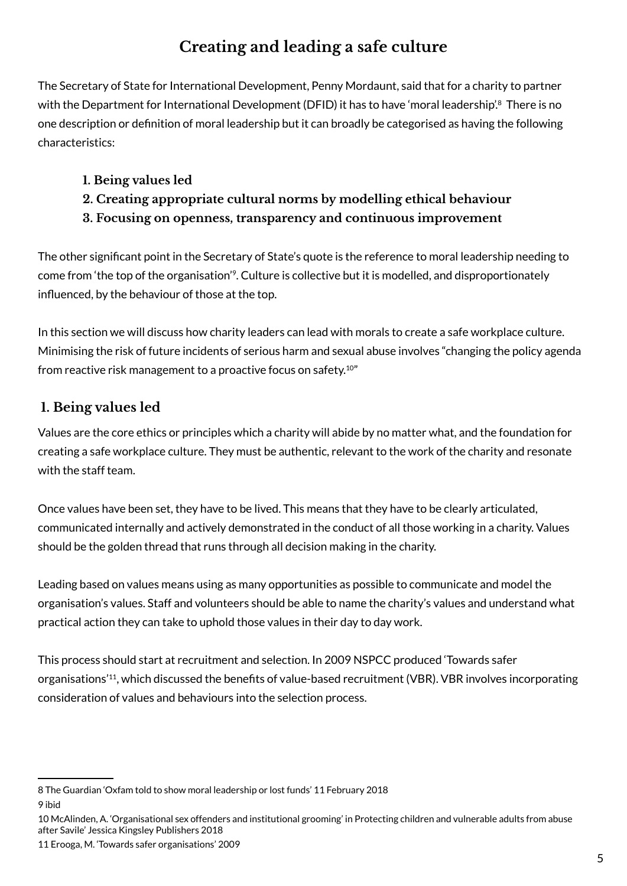# Creating and leading a safe culture

The Secretary of State for International Development, Penny Mordaunt, said that for a charity to partner with the Department for International Development (DFID) it has to have 'moral leadership'.[8] There is no one description or definition of moral leadership but it can broadly be categorised as having the following characteristics:

1. **Being values led**
2. **Creating appropriate cultural norms by modelling ethical behaviour**
3. **Focusing on openness, transparency and continuous improvement**

The other significant point in the Secretary of State's quote is the reference to moral leadership needing to come from 'the top of the organisation'[9]. Culture is collective but it is modelled, and disproportionately influenced, by the behaviour of those at the top.

In this section we will discuss how charity leaders can lead with morals to create a safe workplace culture. Minimising the risk of future incidents of serious harm and sexual abuse involves "changing the policy agenda from reactive risk management to a proactive focus on safety.[10]"

## 1. Being values led

Values are the core ethics or principles which a charity will abide by no matter what, and the foundation for creating a safe workplace culture. They must be authentic, relevant to the work of the charity and resonate with the staff team.

Once values have been set, they have to be lived. This means that they have to be clearly articulated, communicated internally and actively demonstrated in the conduct of all those working in a charity. Values should be the golden thread that runs through all decision making in the charity.

Leading based on values means using as many opportunities as possible to communicate and model the organisation's values. Staff and volunteers should be able to name the charity's values and understand what practical action they can take to uphold those values in their day to day work.

This process should start at recruitment and selection. In 2009 NSPCC produced 'Towards safer organisations'[11], which discussed the benefits of value-based recruitment (VBR). VBR involves incorporating consideration of values and behaviours into the selection process.

---

8 The Guardian 'Oxfam told to show moral leadership or lost funds' 11 February 2018

9 ibid

10 McAlinden, A. 'Organisational sex offenders and institutional grooming' in Protecting children and vulnerable adults from abuse after Savile' Jessica Kingsley Publishers 2018

11 Erooga, M. 'Towards safer organisations' 2009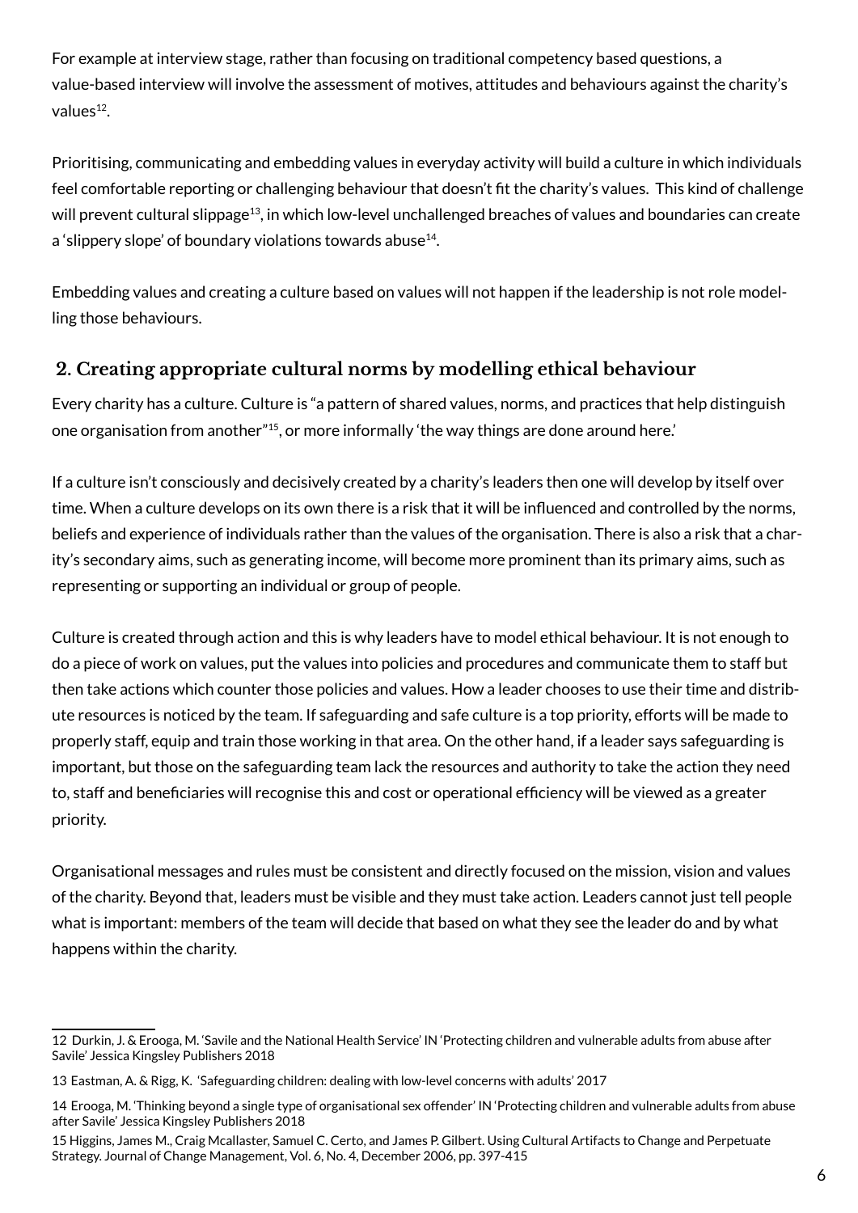For example at interview stage, rather than focusing on traditional competency based questions, a value-based interview will involve the assessment of motives, attitudes and behaviours against the charity's values[12].

Prioritising, communicating and embedding values in everyday activity will build a culture in which individuals feel comfortable reporting or challenging behaviour that doesn't fit the charity's values. This kind of challenge will prevent cultural slippage[13], in which low-level unchallenged breaches of values and boundaries can create a 'slippery slope' of boundary violations towards abuse[14].

Embedding values and creating a culture based on values will not happen if the leadership is not role modelling those behaviours.

## 2. Creating appropriate cultural norms by modelling ethical behaviour

Every charity has a culture. Culture is "a pattern of shared values, norms, and practices that help distinguish one organisation from another"[15], or more informally 'the way things are done around here.'

If a culture isn't consciously and decisively created by a charity's leaders then one will develop by itself over time. When a culture develops on its own there is a risk that it will be influenced and controlled by the norms, beliefs and experience of individuals rather than the values of the organisation. There is also a risk that a charity's secondary aims, such as generating income, will become more prominent than its primary aims, such as representing or supporting an individual or group of people.

Culture is created through action and this is why leaders have to model ethical behaviour. It is not enough to do a piece of work on values, put the values into policies and procedures and communicate them to staff but then take actions which counter those policies and values. How a leader chooses to use their time and distribute resources is noticed by the team. If safeguarding and safe culture is a top priority, efforts will be made to properly staff, equip and train those working in that area. On the other hand, if a leader says safeguarding is important, but those on the safeguarding team lack the resources and authority to take the action they need to, staff and beneficiaries will recognise this and cost or operational efficiency will be viewed as a greater priority.

Organisational messages and rules must be consistent and directly focused on the mission, vision and values of the charity. Beyond that, leaders must be visible and they must take action. Leaders cannot just tell people what is important: members of the team will decide that based on what they see the leader do and by what happens within the charity.

---

12 Durkin, J. & Erooga, M. 'Savile and the National Health Service' IN 'Protecting children and vulnerable adults from abuse after Savile' Jessica Kingsley Publishers 2018

13 Eastman, A. & Rigg, K. 'Safeguarding children: dealing with low-level concerns with adults' 2017

14 Erooga, M. 'Thinking beyond a single type of organisational sex offender' IN 'Protecting children and vulnerable adults from abuse after Savile' Jessica Kingsley Publishers 2018

15 Higgins, James M., Craig Mcallaster, Samuel C. Certo, and James P. Gilbert. Using Cultural Artifacts to Change and Perpetuate Strategy. Journal of Change Management, Vol. 6, No. 4, December 2006, pp. 397-415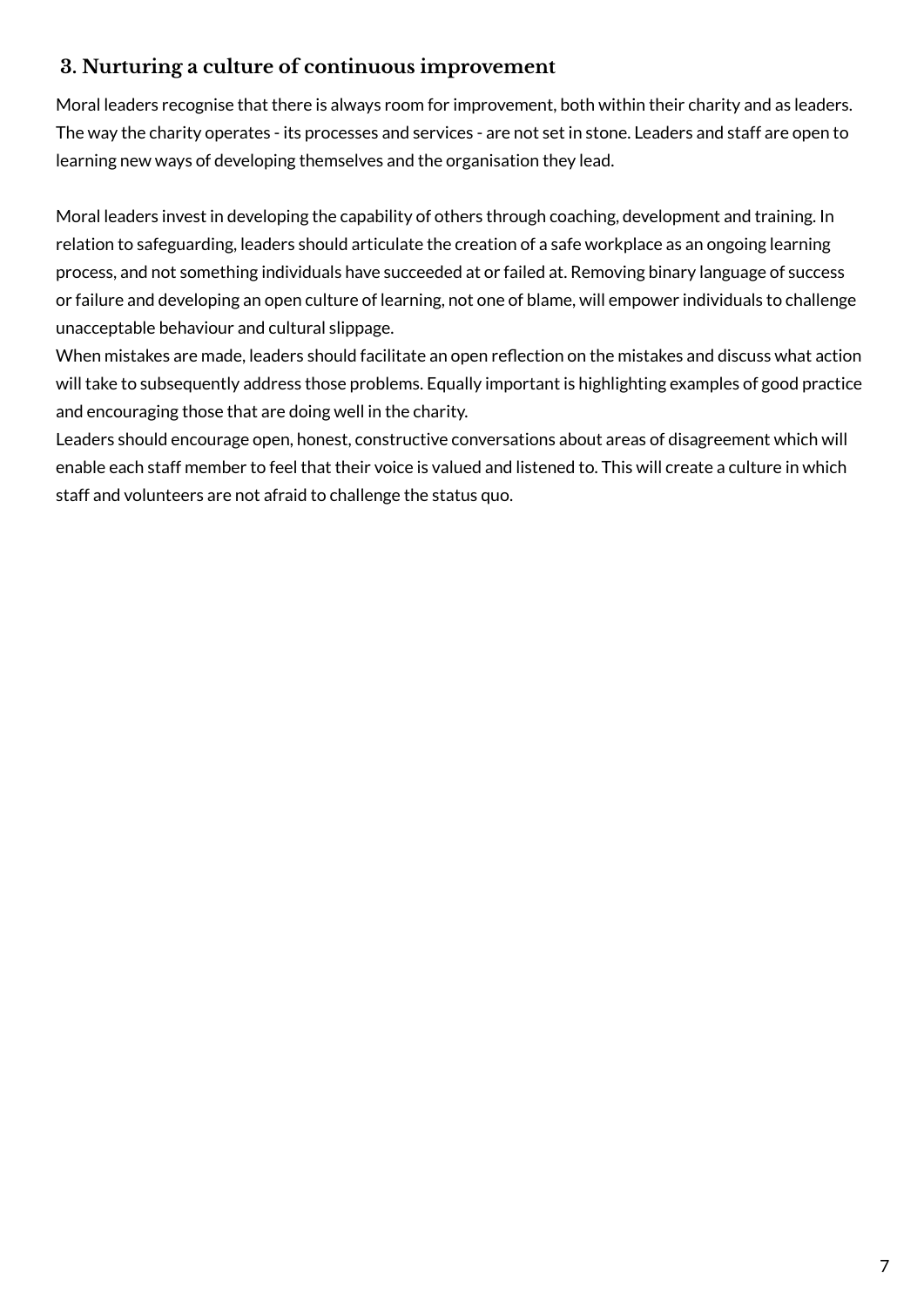### 3. Nurturing a culture of continuous improvement

Moral leaders recognise that there is always room for improvement, both within their charity and as leaders. The way the charity operates - its processes and services - are not set in stone. Leaders and staff are open to learning new ways of developing themselves and the organisation they lead.

Moral leaders invest in developing the capability of others through coaching, development and training. In relation to safeguarding, leaders should articulate the creation of a safe workplace as an ongoing learning process, and not something individuals have succeeded at or failed at. Removing binary language of success or failure and developing an open culture of learning, not one of blame, will empower individuals to challenge unacceptable behaviour and cultural slippage.

When mistakes are made, leaders should facilitate an open reflection on the mistakes and discuss what action will take to subsequently address those problems. Equally important is highlighting examples of good practice and encouraging those that are doing well in the charity.

Leaders should encourage open, honest, constructive conversations about areas of disagreement which will enable each staff member to feel that their voice is valued and listened to. This will create a culture in which staff and volunteers are not afraid to challenge the status quo.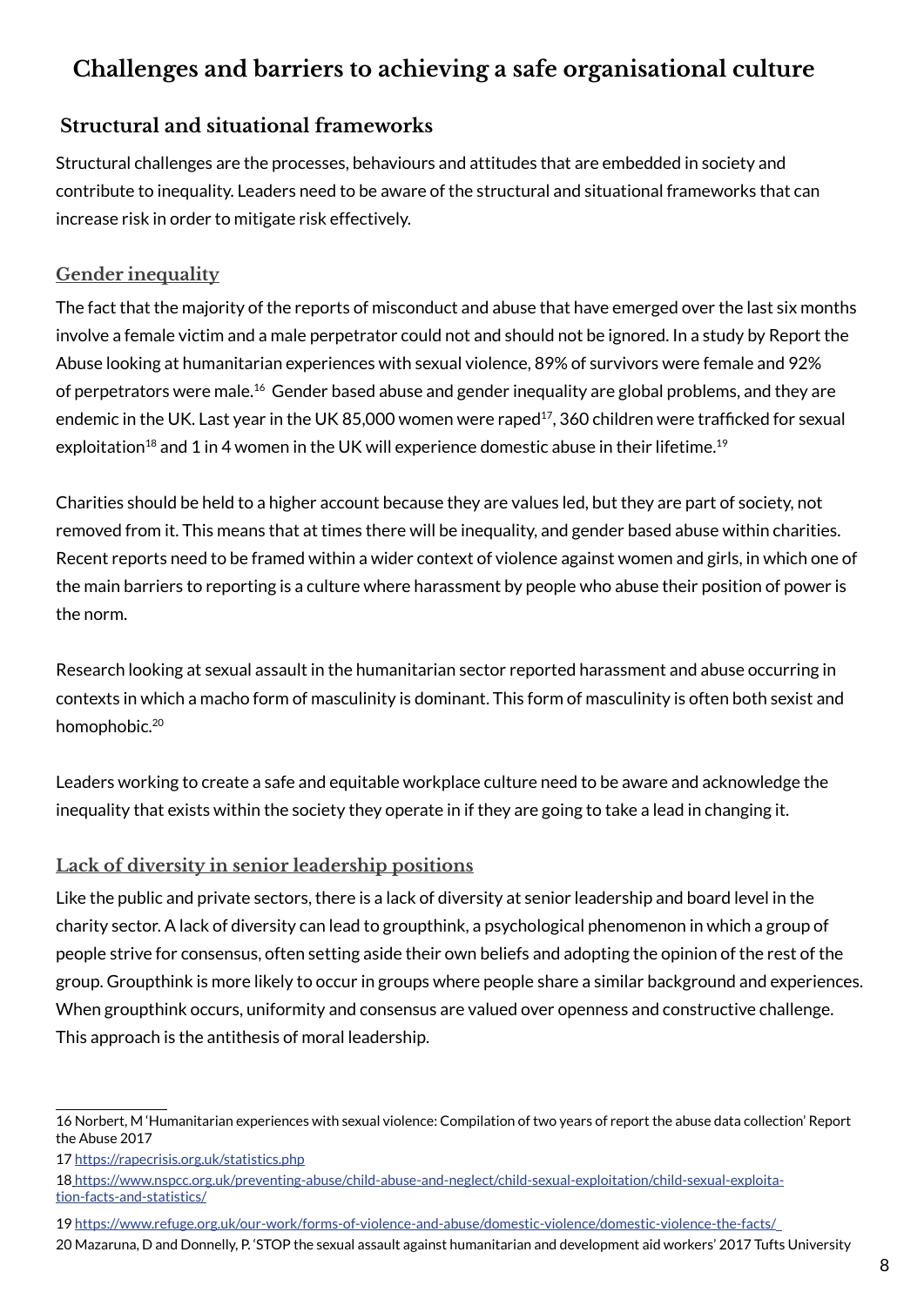# Challenges and barriers to achieving a safe organisational culture

## Structural and situational frameworks

Structural challenges are the processes, behaviours and attitudes that are embedded in society and contribute to inequality. Leaders need to be aware of the structural and situational frameworks that can increase risk in order to mitigate risk effectively.

### Gender inequality

The fact that the majority of the reports of misconduct and abuse that have emerged over the last six months involve a female victim and a male perpetrator could not and should not be ignored. In a study by Report the Abuse looking at humanitarian experiences with sexual violence, 89% of survivors were female and 92% of perpetrators were male.[16] Gender based abuse and gender inequality are global problems, and they are endemic in the UK. Last year in the UK 85,000 women were raped[17], 360 children were trafficked for sexual exploitation[18] and 1 in 4 women in the UK will experience domestic abuse in their lifetime.[19]

Charities should be held to a higher account because they are values led, but they are part of society, not removed from it. This means that at times there will be inequality, and gender based abuse within charities. Recent reports need to be framed within a wider context of violence against women and girls, in which one of the main barriers to reporting is a culture where harassment by people who abuse their position of power is the norm.

Research looking at sexual assault in the humanitarian sector reported harassment and abuse occurring in contexts in which a macho form of masculinity is dominant. This form of masculinity is often both sexist and homophobic.[20]

Leaders working to create a safe and equitable workplace culture need to be aware and acknowledge the inequality that exists within the society they operate in if they are going to take a lead in changing it.

### Lack of diversity in senior leadership positions

Like the public and private sectors, there is a lack of diversity at senior leadership and board level in the charity sector. A lack of diversity can lead to groupthink, a psychological phenomenon in which a group of people strive for consensus, often setting aside their own beliefs and adopting the opinion of the rest of the group. Groupthink is more likely to occur in groups where people share a similar background and experiences. When groupthink occurs, uniformity and consensus are valued over openness and constructive challenge. This approach is the antithesis of moral leadership.

---

16 Norbert, M 'Humanitarian experiences with sexual violence: Compilation of two years of report the abuse data collection' Report the Abuse 2017

17 https://rapecrisis.org.uk/statistics.php

18 https://www.nspcc.org.uk/preventing-abuse/child-abuse-and-neglect/child-sexual-exploitation/child-sexual-exploitation-facts-and-statistics/

19 https://www.refuge.org.uk/our-work/forms-of-violence-and-abuse/domestic-violence/domestic-violence-the-facts/

20 Mazaruna, D and Donnelly, P. 'STOP the sexual assault against humanitarian and development aid workers' 2017 Tufts University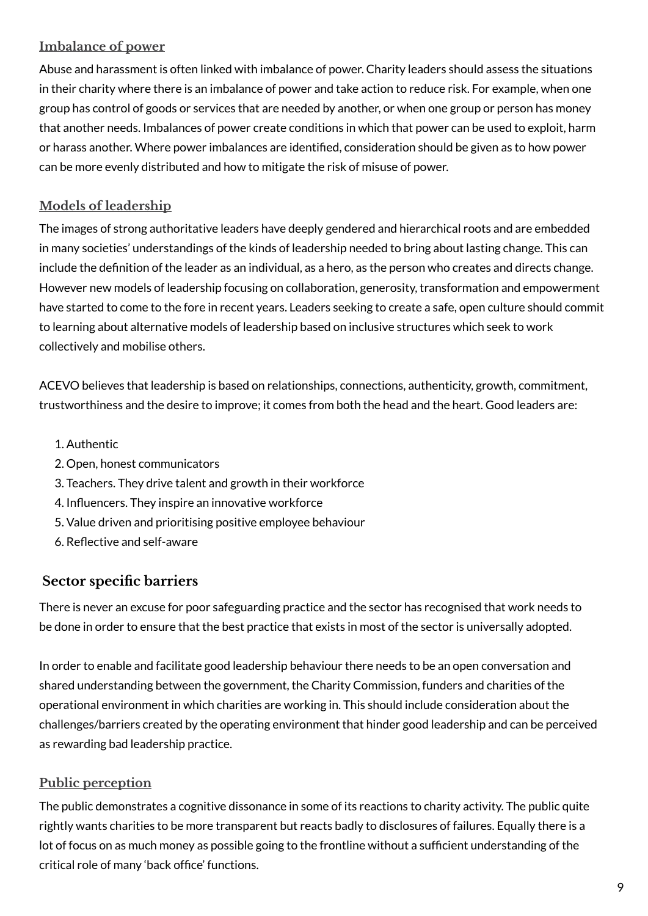### Imbalance of power

Abuse and harassment is often linked with imbalance of power. Charity leaders should assess the situations in their charity where there is an imbalance of power and take action to reduce risk. For example, when one group has control of goods or services that are needed by another, or when one group or person has money that another needs. Imbalances of power create conditions in which that power can be used to exploit, harm or harass another. Where power imbalances are identified, consideration should be given as to how power can be more evenly distributed and how to mitigate the risk of misuse of power.

### Models of leadership

The images of strong authoritative leaders have deeply gendered and hierarchical roots and are embedded in many societies' understandings of the kinds of leadership needed to bring about lasting change. This can include the definition of the leader as an individual, as a hero, as the person who creates and directs change. However new models of leadership focusing on collaboration, generosity, transformation and empowerment have started to come to the fore in recent years. Leaders seeking to create a safe, open culture should commit to learning about alternative models of leadership based on inclusive structures which seek to work collectively and mobilise others.

ACEVO believes that leadership is based on relationships, connections, authenticity, growth, commitment, trustworthiness and the desire to improve; it comes from both the head and the heart. Good leaders are:

1. Authentic
2. Open, honest communicators
3. Teachers. They drive talent and growth in their workforce
4. Influencers. They inspire an innovative workforce
5. Value driven and prioritising positive employee behaviour
6. Reflective and self-aware

## Sector specific barriers

There is never an excuse for poor safeguarding practice and the sector has recognised that work needs to be done in order to ensure that the best practice that exists in most of the sector is universally adopted.

In order to enable and facilitate good leadership behaviour there needs to be an open conversation and shared understanding between the government, the Charity Commission, funders and charities of the operational environment in which charities are working in. This should include consideration about the challenges/barriers created by the operating environment that hinder good leadership and can be perceived as rewarding bad leadership practice.

### Public perception

The public demonstrates a cognitive dissonance in some of its reactions to charity activity. The public quite rightly wants charities to be more transparent but reacts badly to disclosures of failures. Equally there is a lot of focus on as much money as possible going to the frontline without a sufficient understanding of the critical role of many 'back office' functions.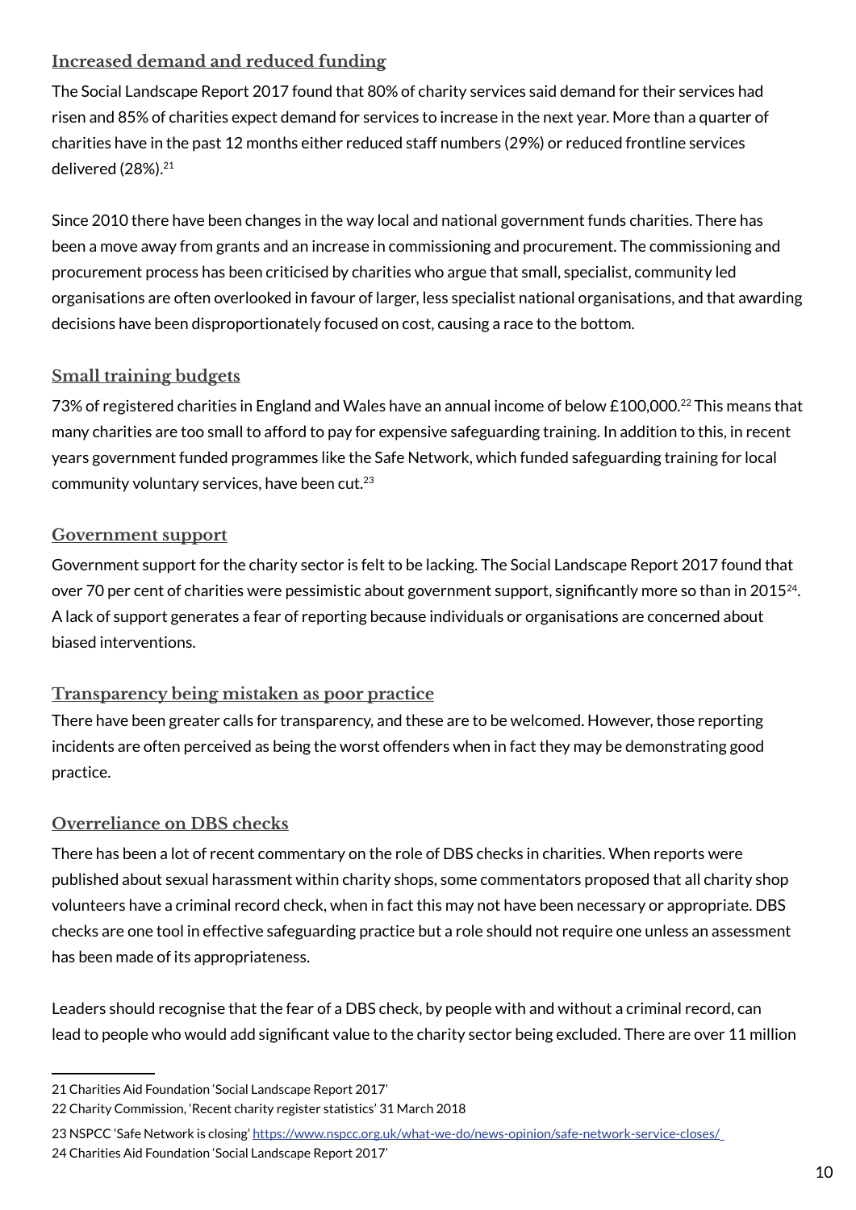### Increased demand and reduced funding

The Social Landscape Report 2017 found that 80% of charity services said demand for their services had risen and 85% of charities expect demand for services to increase in the next year. More than a quarter of charities have in the past 12 months either reduced staff numbers (29%) or reduced frontline services delivered (28%).[21]

Since 2010 there have been changes in the way local and national government funds charities. There has been a move away from grants and an increase in commissioning and procurement. The commissioning and procurement process has been criticised by charities who argue that small, specialist, community led organisations are often overlooked in favour of larger, less specialist national organisations, and that awarding decisions have been disproportionately focused on cost, causing a race to the bottom.

### Small training budgets

73% of registered charities in England and Wales have an annual income of below £100,000.[22] This means that many charities are too small to afford to pay for expensive safeguarding training. In addition to this, in recent years government funded programmes like the Safe Network, which funded safeguarding training for local community voluntary services, have been cut.[23]

### Government support

Government support for the charity sector is felt to be lacking. The Social Landscape Report 2017 found that over 70 per cent of charities were pessimistic about government support, significantly more so than in 2015[24]. A lack of support generates a fear of reporting because individuals or organisations are concerned about biased interventions.

### Transparency being mistaken as poor practice

There have been greater calls for transparency, and these are to be welcomed. However, those reporting incidents are often perceived as being the worst offenders when in fact they may be demonstrating good practice.

### Overreliance on DBS checks

There has been a lot of recent commentary on the role of DBS checks in charities. When reports were published about sexual harassment within charity shops, some commentators proposed that all charity shop volunteers have a criminal record check, when in fact this may not have been necessary or appropriate. DBS checks are one tool in effective safeguarding practice but a role should not require one unless an assessment has been made of its appropriateness.

Leaders should recognise that the fear of a DBS check, by people with and without a criminal record, can lead to people who would add significant value to the charity sector being excluded. There are over 11 million

---

21 Charities Aid Foundation 'Social Landscape Report 2017'

22 Charity Commission, 'Recent charity register statistics' 31 March 2018

23 NSPCC 'Safe Network is closing' https://www.nspcc.org.uk/what-we-do/news-opinion/safe-network-service-closes/

24 Charities Aid Foundation 'Social Landscape Report 2017'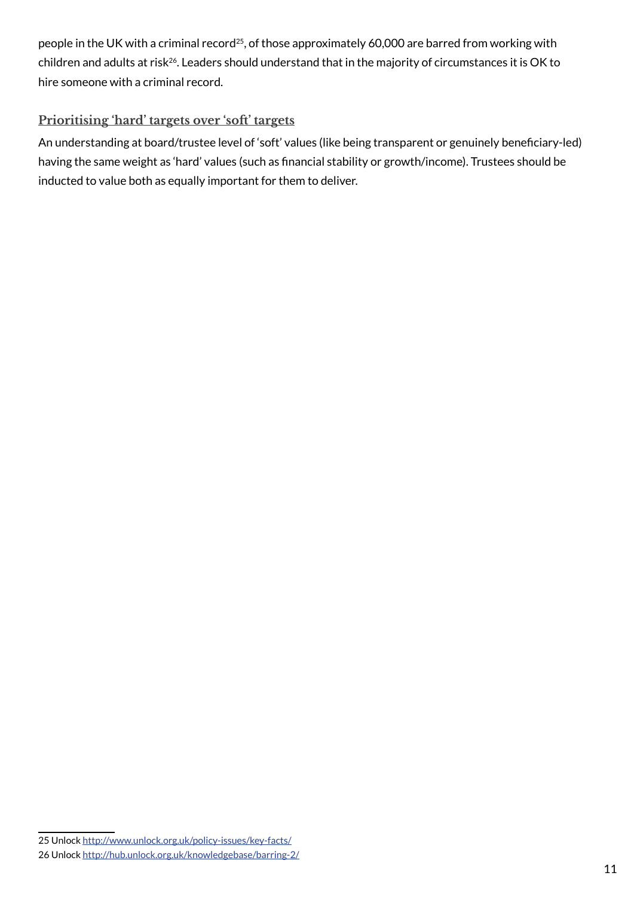people in the UK with a criminal record[25], of those approximately 60,000 are barred from working with children and adults at risk[26]. Leaders should understand that in the majority of circumstances it is OK to hire someone with a criminal record.

### Prioritising ‘hard’ targets over ‘soft’ targets

An understanding at board/trustee level of ‘soft’ values (like being transparent or genuinely beneficiary-led) having the same weight as ‘hard’ values (such as financial stability or growth/income). Trustees should be inducted to value both as equally important for them to deliver.

---

25 Unlock http://www.unlock.org.uk/policy-issues/key-facts/

26 Unlock http://hub.unlock.org.uk/knowledgebase/barring-2/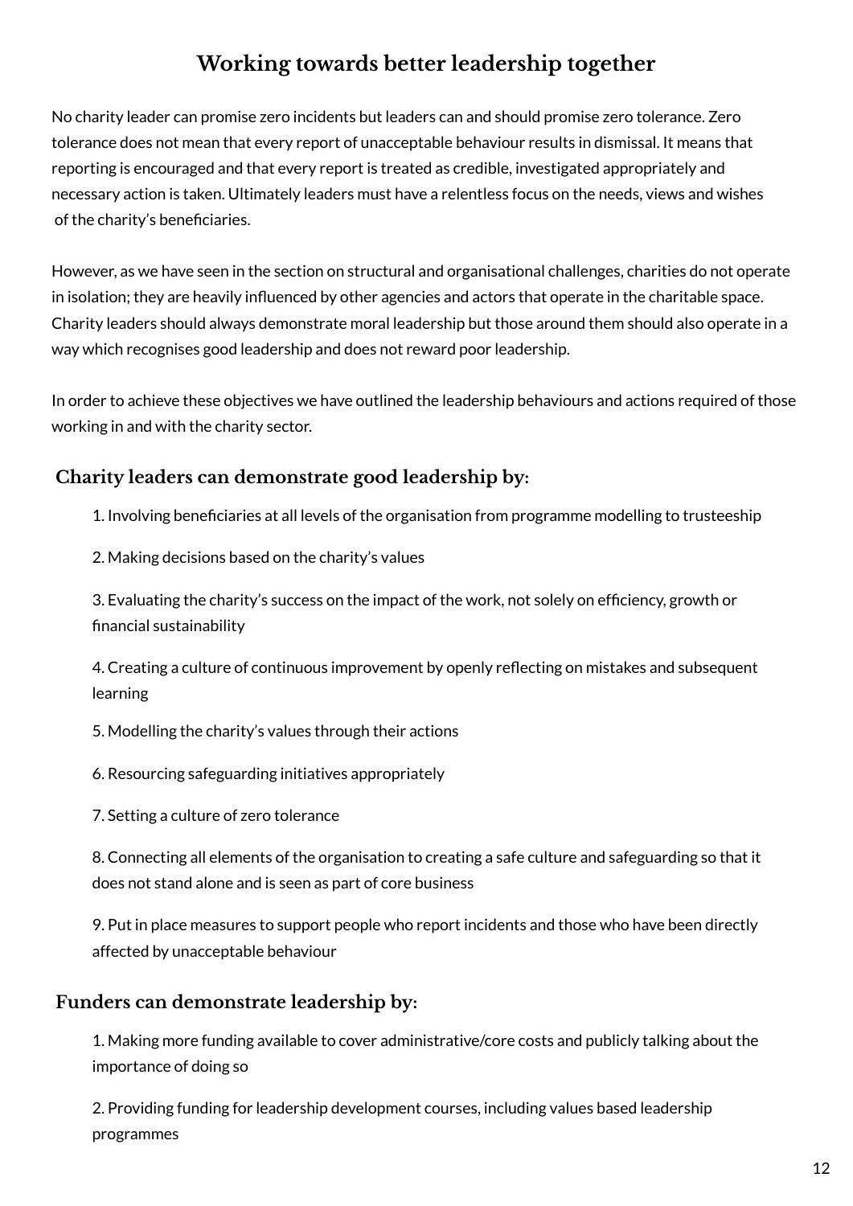# Working towards better leadership together

No charity leader can promise zero incidents but leaders can and should promise zero tolerance. Zero tolerance does not mean that every report of unacceptable behaviour results in dismissal. It means that reporting is encouraged and that every report is treated as credible, investigated appropriately and necessary action is taken. Ultimately leaders must have a relentless focus on the needs, views and wishes of the charity's beneficiaries.

However, as we have seen in the section on structural and organisational challenges, charities do not operate in isolation; they are heavily influenced by other agencies and actors that operate in the charitable space. Charity leaders should always demonstrate moral leadership but those around them should also operate in a way which recognises good leadership and does not reward poor leadership.

In order to achieve these objectives we have outlined the leadership behaviours and actions required of those working in and with the charity sector.

## Charity leaders can demonstrate good leadership by:

1. Involving beneficiaries at all levels of the organisation from programme modelling to trusteeship
2. Making decisions based on the charity's values
3. Evaluating the charity's success on the impact of the work, not solely on efficiency, growth or financial sustainability
4. Creating a culture of continuous improvement by openly reflecting on mistakes and subsequent learning
5. Modelling the charity's values through their actions
6. Resourcing safeguarding initiatives appropriately
7. Setting a culture of zero tolerance
8. Connecting all elements of the organisation to creating a safe culture and safeguarding so that it does not stand alone and is seen as part of core business
9. Put in place measures to support people who report incidents and those who have been directly affected by unacceptable behaviour

## Funders can demonstrate leadership by:

1. Making more funding available to cover administrative/core costs and publicly talking about the importance of doing so
2. Providing funding for leadership development courses, including values based leadership programmes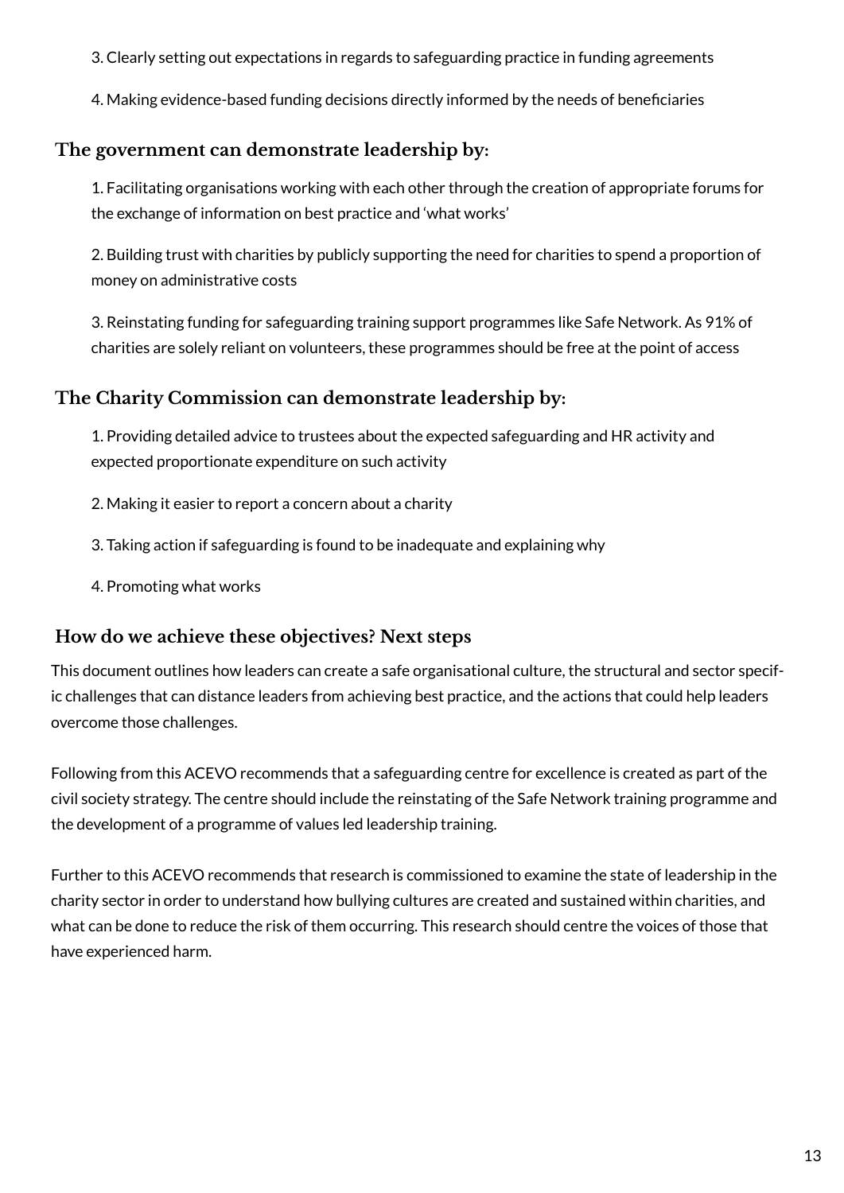3. Clearly setting out expectations in regards to safeguarding practice in funding agreements

4. Making evidence-based funding decisions directly informed by the needs of beneficiaries

### The government can demonstrate leadership by:

1. Facilitating organisations working with each other through the creation of appropriate forums for the exchange of information on best practice and 'what works'

2. Building trust with charities by publicly supporting the need for charities to spend a proportion of money on administrative costs

3. Reinstating funding for safeguarding training support programmes like Safe Network. As 91% of charities are solely reliant on volunteers, these programmes should be free at the point of access

### The Charity Commission can demonstrate leadership by:

1. Providing detailed advice to trustees about the expected safeguarding and HR activity and expected proportionate expenditure on such activity

2. Making it easier to report a concern about a charity

3. Taking action if safeguarding is found to be inadequate and explaining why

4. Promoting what works

### How do we achieve these objectives? Next steps

This document outlines how leaders can create a safe organisational culture, the structural and sector specific challenges that can distance leaders from achieving best practice, and the actions that could help leaders overcome those challenges.

Following from this ACEVO recommends that a safeguarding centre for excellence is created as part of the civil society strategy. The centre should include the reinstating of the Safe Network training programme and the development of a programme of values led leadership training.

Further to this ACEVO recommends that research is commissioned to examine the state of leadership in the charity sector in order to understand how bullying cultures are created and sustained within charities, and what can be done to reduce the risk of them occurring. This research should centre the voices of those that have experienced harm.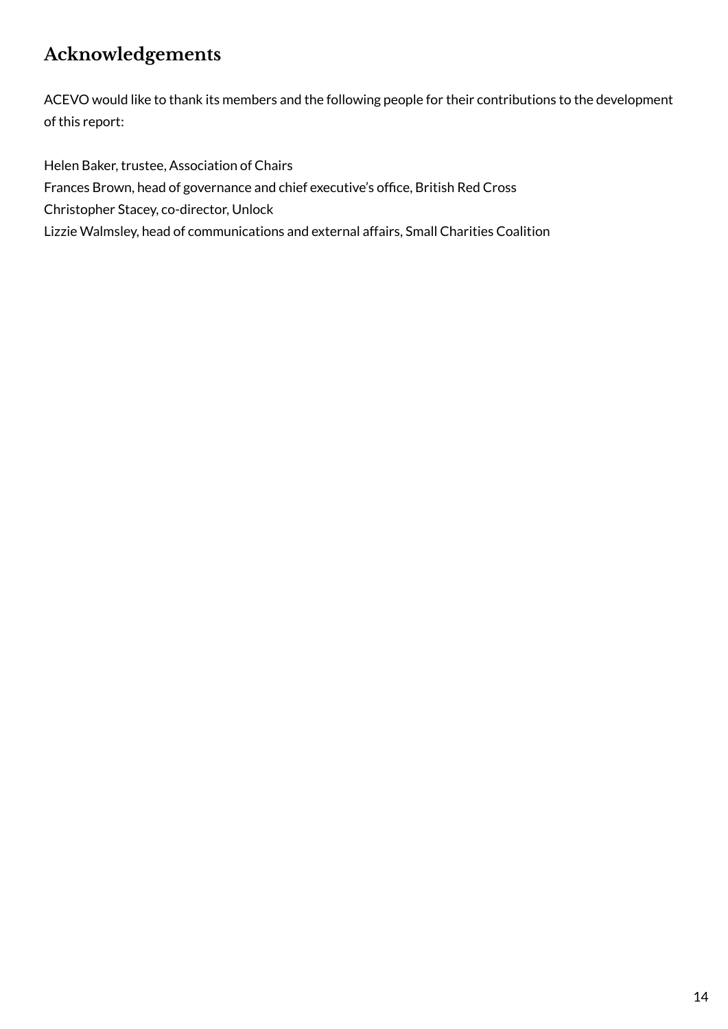## Acknowledgements

ACEVO would like to thank its members and the following people for their contributions to the development of this report:

Helen Baker, trustee, Association of Chairs
Frances Brown, head of governance and chief executive's office, British Red Cross
Christopher Stacey, co-director, Unlock
Lizzie Walmsley, head of communications and external affairs, Small Charities Coalition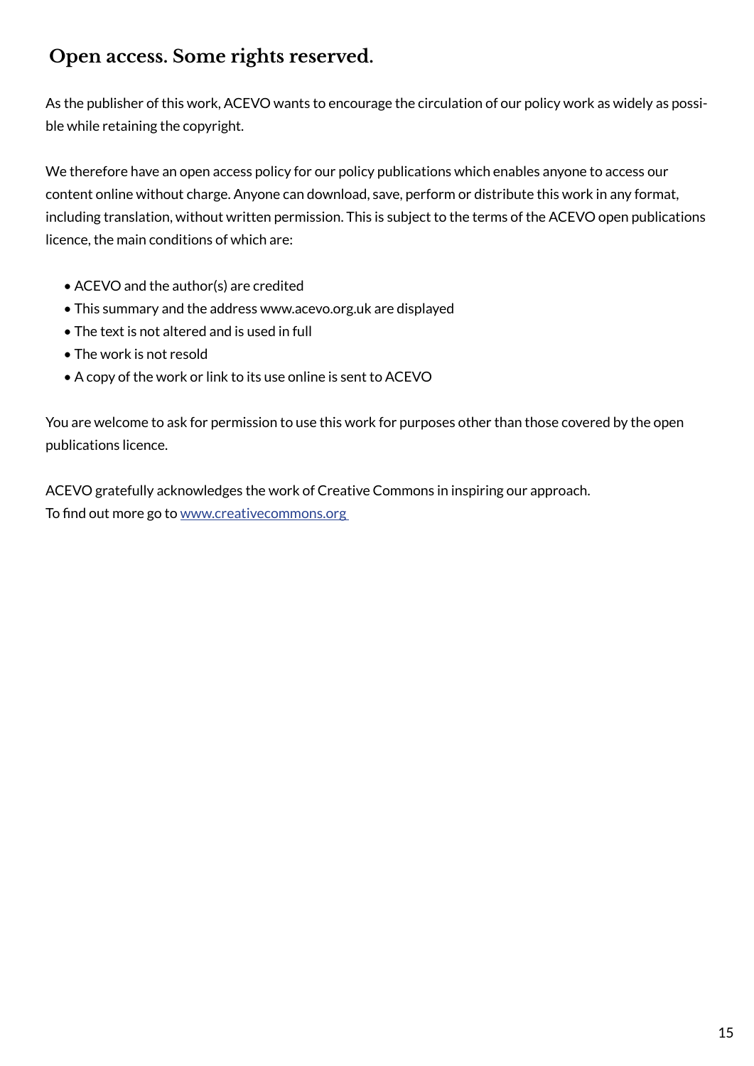## Open access. Some rights reserved.

As the publisher of this work, ACEVO wants to encourage the circulation of our policy work as widely as possible while retaining the copyright.

We therefore have an open access policy for our policy publications which enables anyone to access our content online without charge. Anyone can download, save, perform or distribute this work in any format, including translation, without written permission. This is subject to the terms of the ACEVO open publications licence, the main conditions of which are:

- ACEVO and the author(s) are credited
- This summary and the address www.acevo.org.uk are displayed
- The text is not altered and is used in full
- The work is not resold
- A copy of the work or link to its use online is sent to ACEVO

You are welcome to ask for permission to use this work for purposes other than those covered by the open publications licence.

ACEVO gratefully acknowledges the work of Creative Commons in inspiring our approach.
To find out more go to www.creativecommons.org